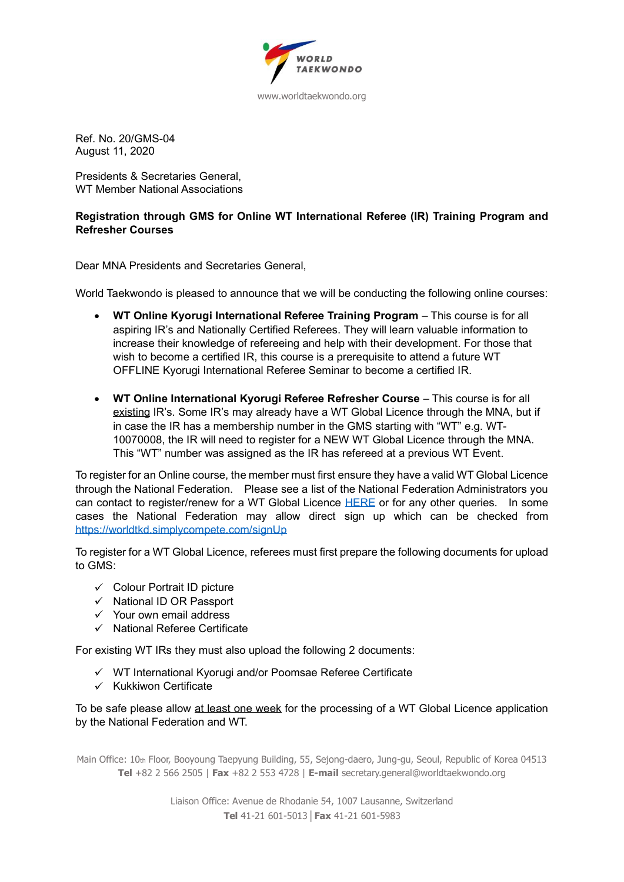www.worldtaekwondo.org

Ref. No. 20/GMS-04
August 11, 2020

Presidents & Secretaries General,
WT Member National Associations

**Registration through GMS for Online WT International Referee (IR) Training Program and Refresher Courses**

Dear MNA Presidents and Secretaries General,

World Taekwondo is pleased to announce that we will be conducting the following online courses:

- **WT Online Kyorugi International Referee Training Program** – This course is for all aspiring IR's and Nationally Certified Referees. They will learn valuable information to increase their knowledge of refereeing and help with their development. For those that wish to become a certified IR, this course is a prerequisite to attend a future WT OFFLINE Kyorugi International Referee Seminar to become a certified IR.

- **WT Online International Kyorugi Referee Refresher Course** – This course is for all existing IR's. Some IR's may already have a WT Global Licence through the MNA, but if in case the IR has a membership number in the GMS starting with "WT" e.g. WT-10070008, the IR will need to register for a NEW WT Global Licence through the MNA. This "WT" number was assigned as the IR has refereed at a previous WT Event.

To register for an Online course, the member must first ensure they have a valid WT Global Licence through the National Federation. Please see a list of the National Federation Administrators you can contact to register/renew for a WT Global Licence HERE or for any other queries. In some cases the National Federation may allow direct sign up which can be checked from https://worldtkd.simplycompete.com/signUp

To register for a WT Global Licence, referees must first prepare the following documents for upload to GMS:

- ✓ Colour Portrait ID picture
- ✓ National ID OR Passport
- ✓ Your own email address
- ✓ National Referee Certificate

For existing WT IRs they must also upload the following 2 documents:

- ✓ WT International Kyorugi and/or Poomsae Referee Certificate
- ✓ Kukkiwon Certificate

To be safe please allow at least one week for the processing of a WT Global Licence application by the National Federation and WT.

Main Office: 10th Floor, Booyoung Taepyung Building, 55, Sejong-daero, Jung-gu, Seoul, Republic of Korea 04513
**Tel** +82 2 566 2505 | **Fax** +82 2 553 4728 | **E-mail** secretary.general@worldtaekwondo.org

Liaison Office: Avenue de Rhodanie 54, 1007 Lausanne, Switzerland
**Tel** 41-21 601-5013 | **Fax** 41-21 601-5983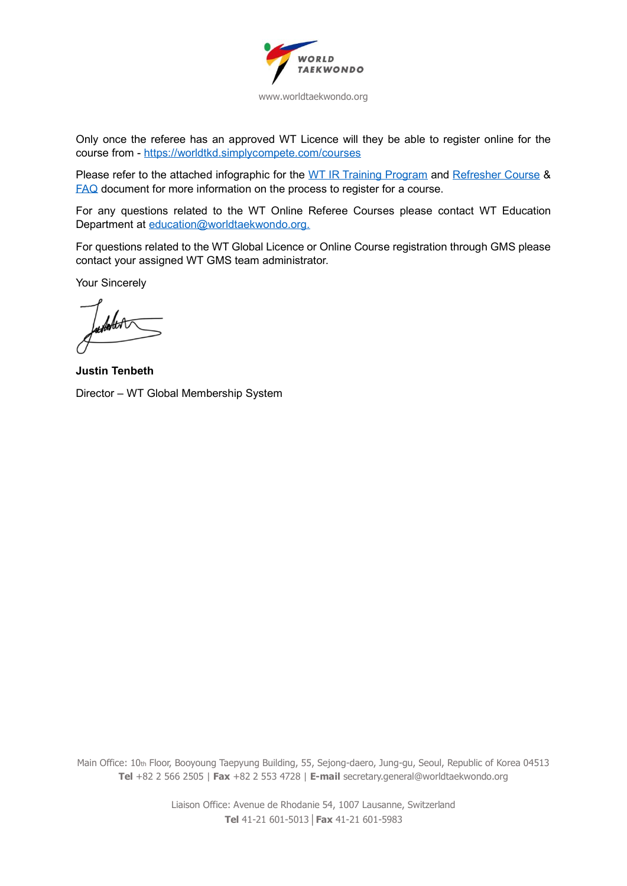Only once the referee has an approved WT Licence will they be able to register online for the course from - https://worldtkd.simplycompete.com/courses

Please refer to the attached infographic for the WT IR Training Program and Refresher Course & FAQ document for more information on the process to register for a course.

For any questions related to the WT Online Referee Courses please contact WT Education Department at education@worldtaekwondo.org.

For questions related to the WT Global Licence or Online Course registration through GMS please contact your assigned WT GMS team administrator.

Your Sincerely

**Justin Tenbeth**

Director – WT Global Membership System